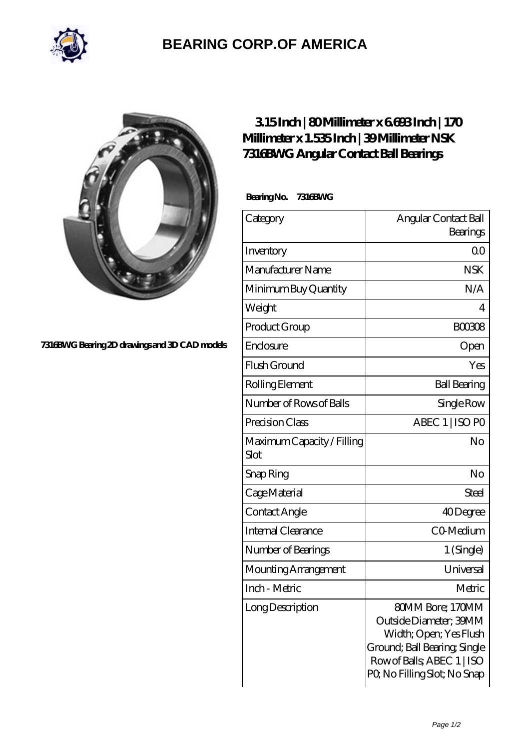# BEARING CORP.OF AMERICA

7316BWG Bearing 2D drawings and 3D CAD models

## 3.15 Inch | 80 Millimeter x 6.693 Inch | 170 Millimeter x 1.535 Inch | 39 Millimeter NSK 7316BWG Angular Contact Ball Bearings

**Bearing No. 7316BWG**

| Category | Angular Contact Ball Bearings |
|---|---|
| Inventory | 0.0 |
| Manufacturer Name | NSK |
| Minimum Buy Quantity | N/A |
| Weight | 4 |
| Product Group | B00308 |
| Enclosure | Open |
| Flush Ground | Yes |
| Rolling Element | Ball Bearing |
| Number of Rows of Balls | Single Row |
| Precision Class | ABEC 1 \| ISO P0 |
| Maximum Capacity / Filling Slot | No |
| Snap Ring | No |
| Cage Material | Steel |
| Contact Angle | 40 Degree |
| Internal Clearance | C0-Medium |
| Number of Bearings | 1 (Single) |
| Mounting Arrangement | Universal |
| Inch - Metric | Metric |
| Long Description | 80MM Bore; 170MM Outside Diameter; 39MM Width; Open; Yes Flush Ground; Ball Bearing; Single Row of Balls; ABEC 1 \| ISO P0; No Filling Slot; No Snap |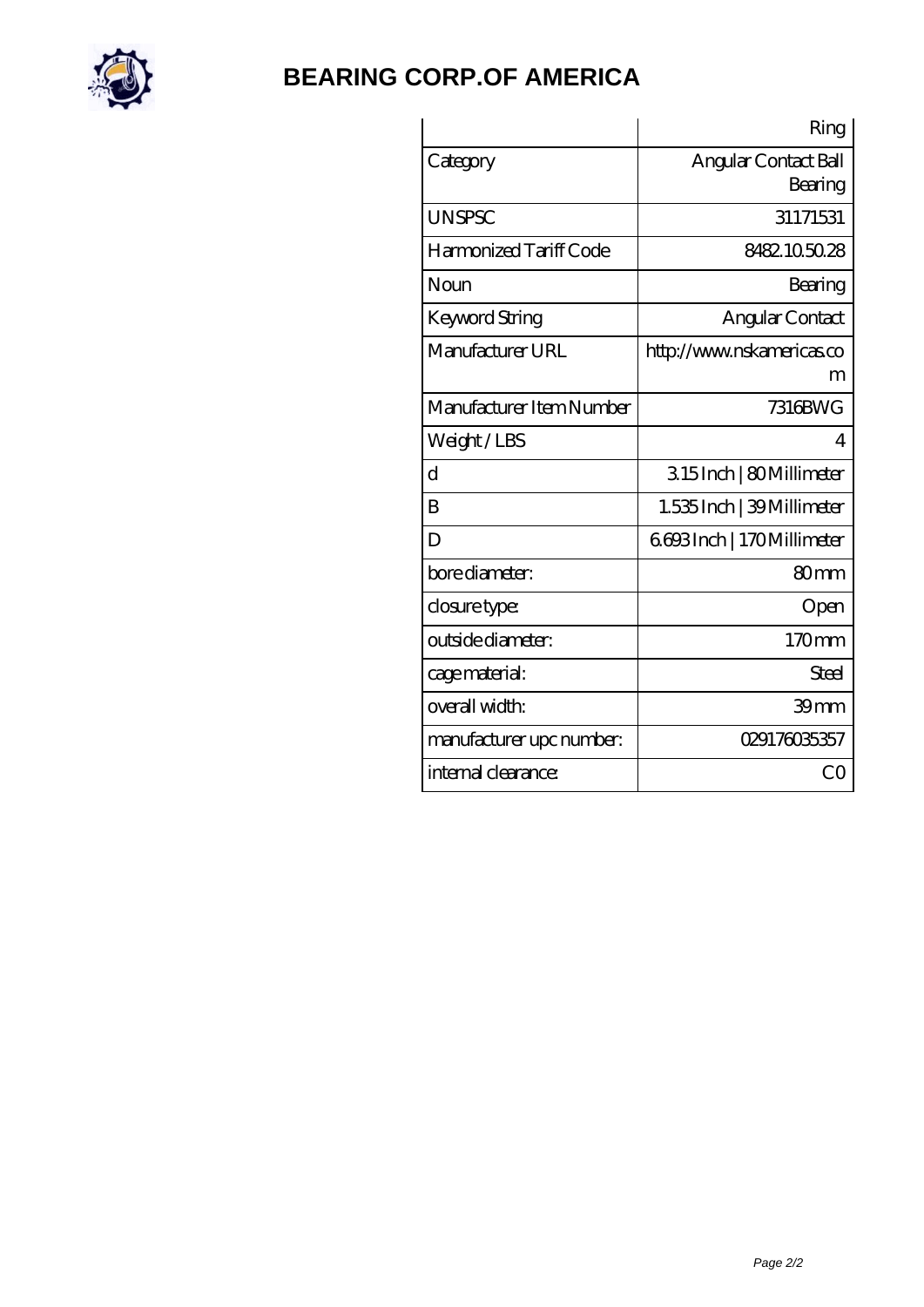# BEARING CORP.OF AMERICA

| | |
|---|---|
| | Ring |
| Category | Angular Contact Ball Bearing |
| UNSPSC | 31171531 |
| Harmonized Tariff Code | 8482.10.50.28 |
| Noun | Bearing |
| Keyword String | Angular Contact |
| Manufacturer URL | http://www.nskamericas.com |
| Manufacturer Item Number | 7316BWG |
| Weight / LBS | 4 |
| d | 3.15 Inch \| 80 Millimeter |
| B | 1.535 Inch \| 39 Millimeter |
| D | 6.693 Inch \| 170 Millimeter |
| bore diameter: | 80 mm |
| closure type: | Open |
| outside diameter: | 170 mm |
| cage material: | Steel |
| overall width: | 39 mm |
| manufacturer upc number: | 029176035357 |
| internal clearance: | C0 |